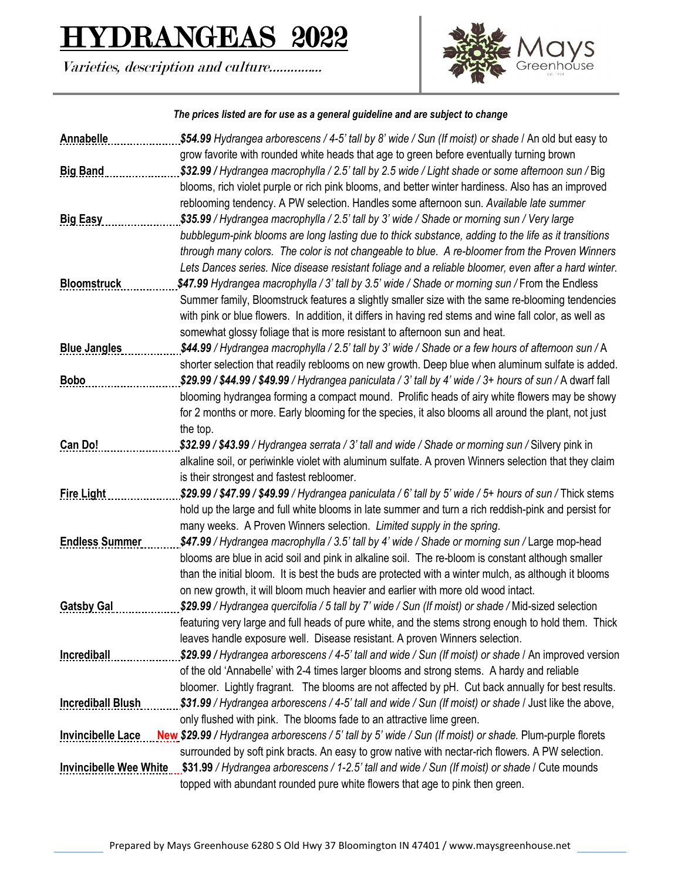# HYDRADGEAS 2022

*Varieties, description and culture..............*

Mays Greenhouse

***The prices listed are for use as a general guideline and are subject to change***

**Annabelle** ........ ***$54.99*** *Hydrangea arborescens / 4-5' tall by 8' wide / Sun (If moist) or shade* / An old but easy to grow favorite with rounded white heads that age to green before eventually turning brown

**Big Band** ........ ***$32.99*** */ Hydrangea macrophylla / 2.5' tall by 2.5 wide / Light shade or some afternoon sun /* Big blooms, rich violet purple or rich pink blooms, and better winter hardiness. Also has an improved reblooming tendency. A PW selection. Handles some afternoon sun. *Available late summer*

**Big Easy** ........ ***$35.99*** */ Hydrangea macrophylla / 2.5' tall by 3' wide / Shade or morning sun / Very large bubblegum-pink blooms are long lasting due to thick substance, adding to the life as it transitions through many colors. The color is not changeable to blue. A re-bloomer from the Proven Winners Lets Dances series. Nice disease resistant foliage and a reliable bloomer, even after a hard winter.*

**Bloomstruck** ........ ***$47.99*** *Hydrangea macrophylla / 3' tall by 3.5' wide / Shade or morning sun /* From the Endless Summer family, Bloomstruck features a slightly smaller size with the same re-blooming tendencies with pink or blue flowers. In addition, it differs in having red stems and wine fall color, as well as somewhat glossy foliage that is more resistant to afternoon sun and heat.

**Blue Jangles** ........ ***$44.99*** */ Hydrangea macrophylla / 2.5' tall by 3' wide / Shade or a few hours of afternoon sun /* A shorter selection that readily reblooms on new growth. Deep blue when aluminum sulfate is added.

**Bobo** ........ ***$29.99 / $44.99 / $49.99*** */ Hydrangea paniculata / 3' tall by 4' wide / 3+ hours of sun /* A dwarf fall blooming hydrangea forming a compact mound. Prolific heads of airy white flowers may be showy for 2 months or more. Early blooming for the species, it also blooms all around the plant, not just the top.

**Can Do!** ........ ***$32.99 / $43.99*** */ Hydrangea serrata / 3' tall and wide / Shade or morning sun /* Silvery pink in alkaline soil, or periwinkle violet with aluminum sulfate. A proven Winners selection that they claim is their strongest and fastest rebloomer.

**Fire Light** ........ ***$29.99 / $47.99 / $49.99*** */ Hydrangea paniculata / 6' tall by 5' wide / 5+ hours of sun /* Thick stems hold up the large and full white blooms in late summer and turn a rich reddish-pink and persist for many weeks. A Proven Winners selection. *Limited supply in the spring*.

**Endless Summer** ........ ***$47.99*** */ Hydrangea macrophylla / 3.5' tall by 4' wide / Shade or morning sun /* Large mop-head blooms are blue in acid soil and pink in alkaline soil. The re-bloom is constant although smaller than the initial bloom. It is best the buds are protected with a winter mulch, as although it blooms on new growth, it will bloom much heavier and earlier with more old wood intact.

**Gatsby Gal** ........ ***$29.99*** */ Hydrangea quercifolia / 5 tall by 7' wide / Sun (If moist) or shade /* Mid-sized selection featuring very large and full heads of pure white, and the stems strong enough to hold them. Thick leaves handle exposure well. Disease resistant. A proven Winners selection.

**Incrediball** ........ ***$29.99*** */ Hydrangea arborescens / 4-5' tall and wide / Sun (If moist) or shade* / An improved version of the old 'Annabelle' with 2-4 times larger blooms and strong stems. A hardy and reliable bloomer. Lightly fragrant. The blooms are not affected by pH. Cut back annually for best results.

**Incrediball Blush** ........ ***$31.99*** */ Hydrangea arborescens / 4-5' tall and wide / Sun (If moist) or shade* / Just like the above, only flushed with pink. The blooms fade to an attractive lime green.

**Invincibelle Lace** ........ **New** ***$29.99*** */ Hydrangea arborescens / 5' tall by 5' wide / Sun (If moist) or shade.* Plum-purple florets surrounded by soft pink bracts. An easy to grow native with nectar-rich flowers. A PW selection.

**Invincibelle Wee White** ........ **$31.99** */ Hydrangea arborescens / 1-2.5' tall and wide / Sun (If moist) or shade* / Cute mounds topped with abundant rounded pure white flowers that age to pink then green.

Prepared by Mays Greenhouse 6280 S Old Hwy 37 Bloomington IN 47401 / www.maysgreenhouse.net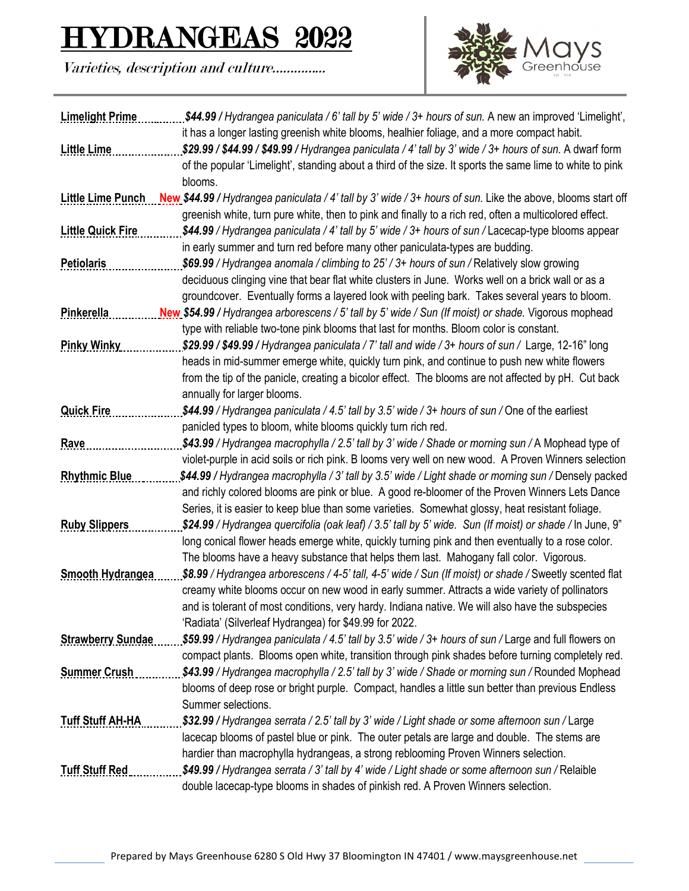# HYDRANGEAS 2022

*Varieties, description and culture..............*

Mays Greenhouse

**Limelight Prime** ........ ***$44.99*** */ Hydrangea paniculata / 6' tall by 5' wide / 3+ hours of sun.* A new an improved 'Limelight', it has a longer lasting greenish white blooms, healhier foliage, and a more compact habit.

**Little Lime** ........ ***$29.99 / $44.99 / $49.99*** */ Hydrangea paniculata / 4' tall by 3' wide / 3+ hours of sun.* A dwarf form of the popular 'Limelight', standing about a third of the size. It sports the same lime to white to pink blooms.

**Little Lime Punch** **New** ***$44.99*** */ Hydrangea paniculata / 4' tall by 3' wide / 3+ hours of sun.* Like the above, blooms start off greenish white, turn pure white, then to pink and finally to a rich red, often a multicolored effect.

**Little Quick Fire** ........ ***$44.99*** */ Hydrangea paniculata / 4' tall by 5' wide / 3+ hours of sun /* Lacecap-type blooms appear in early summer and turn red before many other paniculata-types are budding.

**Petiolaris** ........ ***$69.99*** */ Hydrangea anomala / climbing to 25' / 3+ hours of sun /* Relatively slow growing deciduous clinging vine that bear flat white clusters in June. Works well on a brick wall or as a groundcover. Eventually forms a layered look with peeling bark. Takes several years to bloom.

**Pinkerella** ........ **New** ***$54.99*** */ Hydrangea arborescens / 5' tall by 5' wide / Sun (If moist) or shade.* Vigorous mophead type with reliable two-tone pink blooms that last for months. Bloom color is constant.

**Pinky Winky** ........ ***$29.99 / $49.99*** */ Hydrangea paniculata / 7' tall and wide / 3+ hours of sun /* Large, 12-16" long heads in mid-summer emerge white, quickly turn pink, and continue to push new white flowers from the tip of the panicle, creating a bicolor effect. The blooms are not affected by pH. Cut back annually for larger blooms.

**Quick Fire** ........ ***$44.99*** */ Hydrangea paniculata / 4.5' tall by 3.5' wide / 3+ hours of sun /* One of the earliest panicled types to bloom, white blooms quickly turn rich red.

**Rave** ........ ***$43.99*** */ Hydrangea macrophylla / 2.5' tall by 3' wide / Shade or morning sun /* A Mophead type of violet-purple in acid soils or rich pink. B looms very well on new wood. A Proven Winners selection

**Rhythmic Blue** ........ ***$44.99*** */ Hydrangea macrophylla / 3' tall by 3.5' wide / Light shade or morning sun /* Densely packed and richly colored blooms are pink or blue. A good re-bloomer of the Proven Winners Lets Dance Series, it is easier to keep blue than some varieties. Somewhat glossy, heat resistant foliage.

**Ruby Slippers** ........ ***$24.99*** */ Hydrangea quercifolia (oak leaf) / 3.5' tall by 5' wide. Sun (If moist) or shade /* In June, 9" long conical flower heads emerge white, quickly turning pink and then eventually to a rose color. The blooms have a heavy substance that helps them last. Mahogany fall color. Vigorous.

**Smooth Hydrangea** ........ ***$8.99*** */ Hydrangea arborescens / 4-5' tall, 4-5' wide / Sun (If moist) or shade /* Sweetly scented flat creamy white blooms occur on new wood in early summer. Attracts a wide variety of pollinators and is tolerant of most conditions, very hardy. Indiana native. We will also have the subspecies 'Radiata' (Silverleaf Hydrangea) for $49.99 for 2022.

**Strawberry Sundae** ........ ***$59.99*** */ Hydrangea paniculata / 4.5' tall by 3.5' wide / 3+ hours of sun /* Large and full flowers on compact plants. Blooms open white, transition through pink shades before turning completely red.

**Summer Crush** ........ ***$43.99*** */ Hydrangea macrophylla / 2.5' tall by 3' wide / Shade or morning sun /* Rounded Mophead blooms of deep rose or bright purple. Compact, handles a little sun better than previous Endless Summer selections.

**Tuff Stuff AH-HA** ........ ***$32.99*** */ Hydrangea serrata / 2.5' tall by 3' wide / Light shade or some afternoon sun /* Large lacecap blooms of pastel blue or pink. The outer petals are large and double. The stems are hardier than macrophylla hydrangeas, a strong reblooming Proven Winners selection.

**Tuff Stuff Red** ........ ***$49.99*** */ Hydrangea serrata / 3' tall by 4' wide / Light shade or some afternoon sun /* Relaible double lacecap-type blooms in shades of pinkish red. A Proven Winners selection.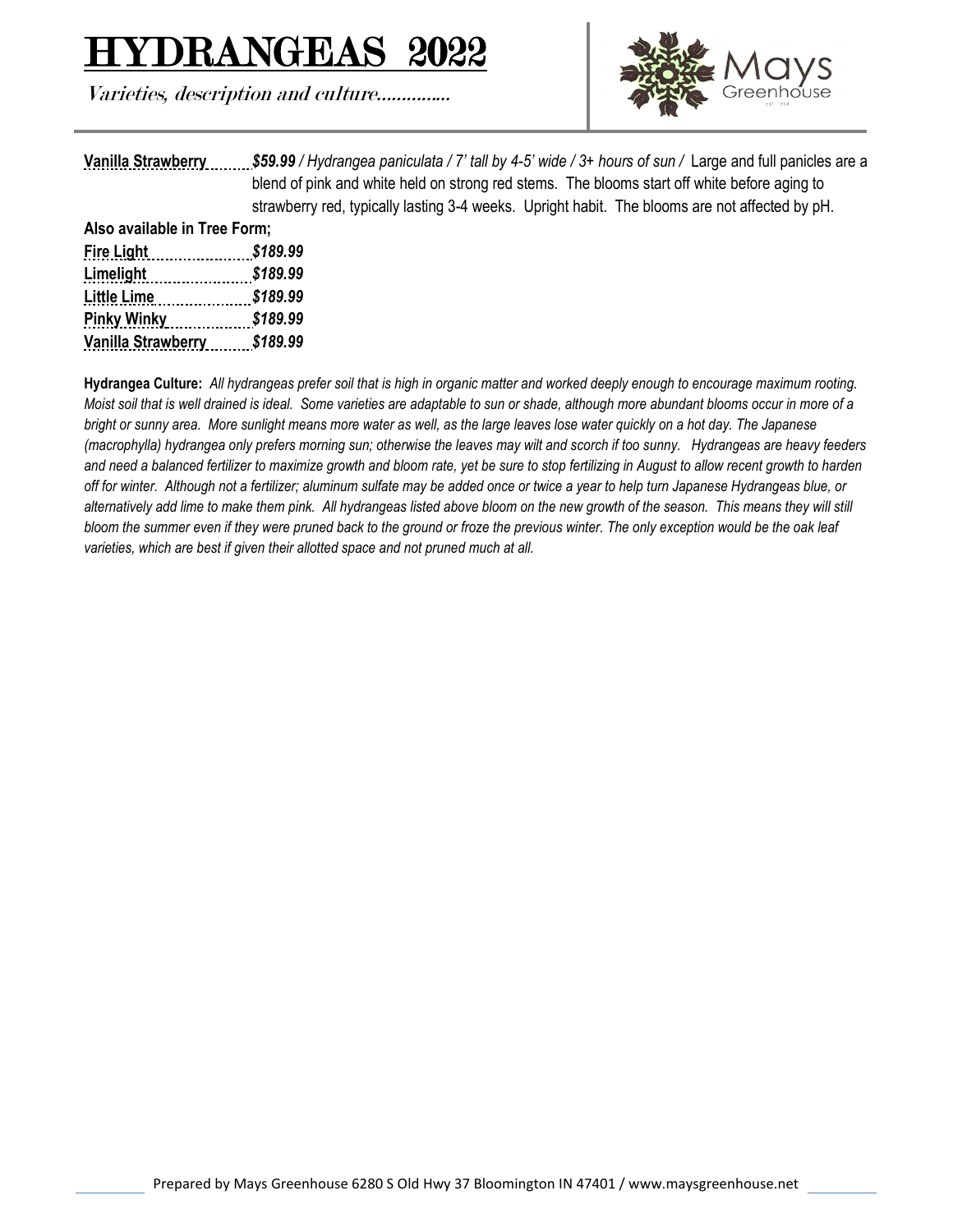# HYDRANGEAS 2022

*Varieties, description and culture…………..*

**Vanilla Strawberry** ***$59.99*** */ Hydrangea paniculata / 7' tall by 4-5' wide / 3+ hours of sun /* Large and full panicles are a blend of pink and white held on strong red stems. The blooms start off white before aging to strawberry red, typically lasting 3-4 weeks. Upright habit. The blooms are not affected by pH.

**Also available in Tree Form;**

| | |
|---|---|
| **Fire Light** | ***$189.99*** |
| **Limelight** | ***$189.99*** |
| **Little Lime** | ***$189.99*** |
| **Pinky Winky** | ***$189.99*** |
| **Vanilla Strawberry** | ***$189.99*** |

**Hydrangea Culture:** *All hydrangeas prefer soil that is high in organic matter and worked deeply enough to encourage maximum rooting. Moist soil that is well drained is ideal. Some varieties are adaptable to sun or shade, although more abundant blooms occur in more of a bright or sunny area. More sunlight means more water as well, as the large leaves lose water quickly on a hot day. The Japanese (macrophylla) hydrangea only prefers morning sun; otherwise the leaves may wilt and scorch if too sunny. Hydrangeas are heavy feeders and need a balanced fertilizer to maximize growth and bloom rate, yet be sure to stop fertilizing in August to allow recent growth to harden off for winter. Although not a fertilizer; aluminum sulfate may be added once or twice a year to help turn Japanese Hydrangeas blue, or alternatively add lime to make them pink. All hydrangeas listed above bloom on the new growth of the season. This means they will still bloom the summer even if they were pruned back to the ground or froze the previous winter. The only exception would be the oak leaf varieties, which are best if given their allotted space and not pruned much at all.*